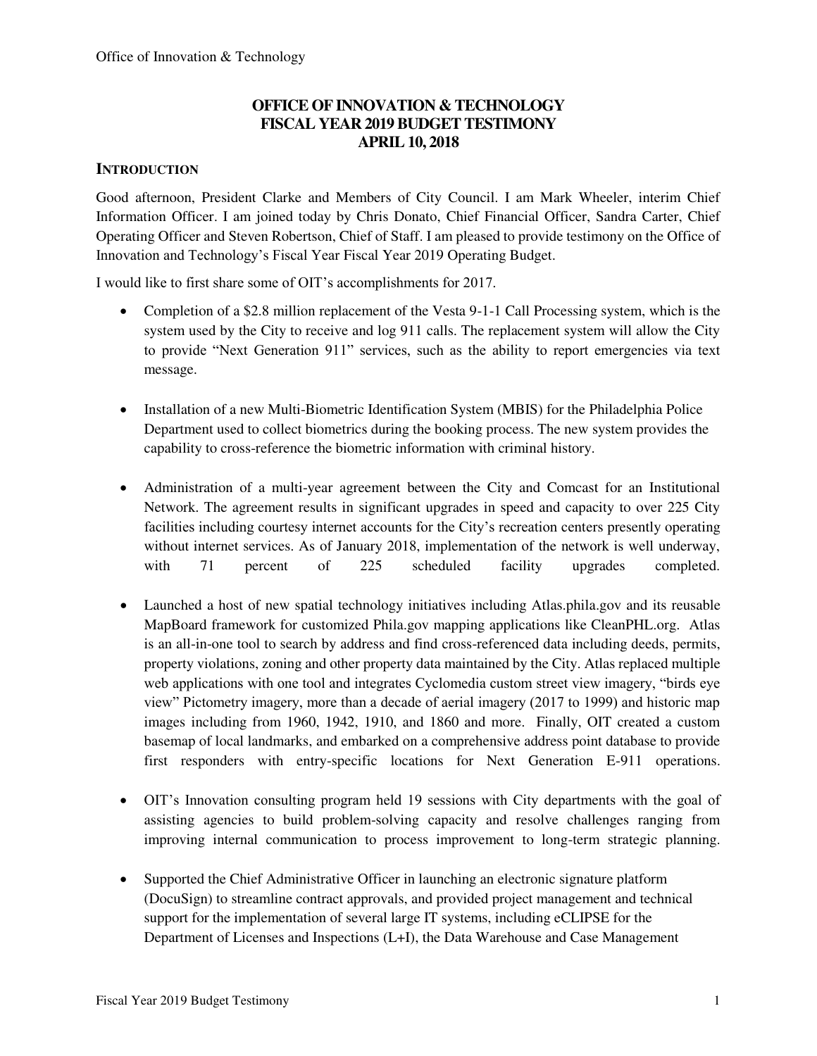# OFFICE OF INNOVATION & TECHNOLOGY FISCAL YEAR 2019 BUDGET TESTIMONY APRIL 10, 2018

## INTRODUCTION

Good afternoon, President Clarke and Members of City Council. I am Mark Wheeler, interim Chief Information Officer. I am joined today by Chris Donato, Chief Financial Officer, Sandra Carter, Chief Operating Officer and Steven Robertson, Chief of Staff. I am pleased to provide testimony on the Office of Innovation and Technology's Fiscal Year Fiscal Year 2019 Operating Budget.

I would like to first share some of OIT's accomplishments for 2017.

- Completion of a $2.8 million replacement of the Vesta 9-1-1 Call Processing system, which is the system used by the City to receive and log 911 calls. The replacement system will allow the City to provide "Next Generation 911" services, such as the ability to report emergencies via text message.

- Installation of a new Multi-Biometric Identification System (MBIS) for the Philadelphia Police Department used to collect biometrics during the booking process. The new system provides the capability to cross-reference the biometric information with criminal history.

- Administration of a multi-year agreement between the City and Comcast for an Institutional Network. The agreement results in significant upgrades in speed and capacity to over 225 City facilities including courtesy internet accounts for the City's recreation centers presently operating without internet services. As of January 2018, implementation of the network is well underway, with 71 percent of 225 scheduled facility upgrades completed.

- Launched a host of new spatial technology initiatives including Atlas.phila.gov and its reusable MapBoard framework for customized Phila.gov mapping applications like CleanPHL.org. Atlas is an all-in-one tool to search by address and find cross-referenced data including deeds, permits, property violations, zoning and other property data maintained by the City. Atlas replaced multiple web applications with one tool and integrates Cyclomedia custom street view imagery, "birds eye view" Pictometry imagery, more than a decade of aerial imagery (2017 to 1999) and historic map images including from 1960, 1942, 1910, and 1860 and more. Finally, OIT created a custom basemap of local landmarks, and embarked on a comprehensive address point database to provide first responders with entry-specific locations for Next Generation E-911 operations.

- OIT's Innovation consulting program held 19 sessions with City departments with the goal of assisting agencies to build problem-solving capacity and resolve challenges ranging from improving internal communication to process improvement to long-term strategic planning.

- Supported the Chief Administrative Officer in launching an electronic signature platform (DocuSign) to streamline contract approvals, and provided project management and technical support for the implementation of several large IT systems, including eCLIPSE for the Department of Licenses and Inspections (L+I), the Data Warehouse and Case Management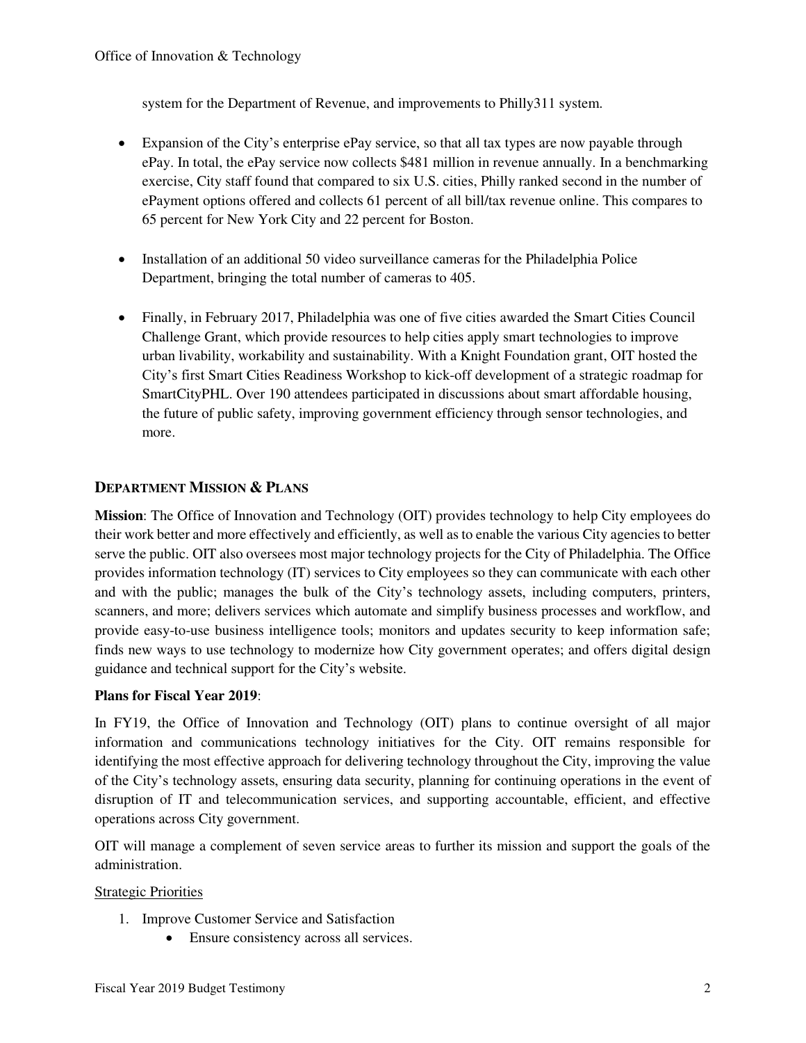system for the Department of Revenue, and improvements to Philly311 system.

- Expansion of the City's enterprise ePay service, so that all tax types are now payable through ePay. In total, the ePay service now collects $481 million in revenue annually. In a benchmarking exercise, City staff found that compared to six U.S. cities, Philly ranked second in the number of ePayment options offered and collects 61 percent of all bill/tax revenue online. This compares to 65 percent for New York City and 22 percent for Boston.

- Installation of an additional 50 video surveillance cameras for the Philadelphia Police Department, bringing the total number of cameras to 405.

- Finally, in February 2017, Philadelphia was one of five cities awarded the Smart Cities Council Challenge Grant, which provide resources to help cities apply smart technologies to improve urban livability, workability and sustainability. With a Knight Foundation grant, OIT hosted the City's first Smart Cities Readiness Workshop to kick-off development of a strategic roadmap for SmartCityPHL. Over 190 attendees participated in discussions about smart affordable housing, the future of public safety, improving government efficiency through sensor technologies, and more.

## DEPARTMENT MISSION & PLANS

**Mission**: The Office of Innovation and Technology (OIT) provides technology to help City employees do their work better and more effectively and efficiently, as well as to enable the various City agencies to better serve the public. OIT also oversees most major technology projects for the City of Philadelphia. The Office provides information technology (IT) services to City employees so they can communicate with each other and with the public; manages the bulk of the City's technology assets, including computers, printers, scanners, and more; delivers services which automate and simplify business processes and workflow, and provide easy-to-use business intelligence tools; monitors and updates security to keep information safe; finds new ways to use technology to modernize how City government operates; and offers digital design guidance and technical support for the City's website.

**Plans for Fiscal Year 2019**:

In FY19, the Office of Innovation and Technology (OIT) plans to continue oversight of all major information and communications technology initiatives for the City. OIT remains responsible for identifying the most effective approach for delivering technology throughout the City, improving the value of the City's technology assets, ensuring data security, planning for continuing operations in the event of disruption of IT and telecommunication services, and supporting accountable, efficient, and effective operations across City government.

OIT will manage a complement of seven service areas to further its mission and support the goals of the administration.

<u>Strategic Priorities</u>

1. Improve Customer Service and Satisfaction
    - Ensure consistency across all services.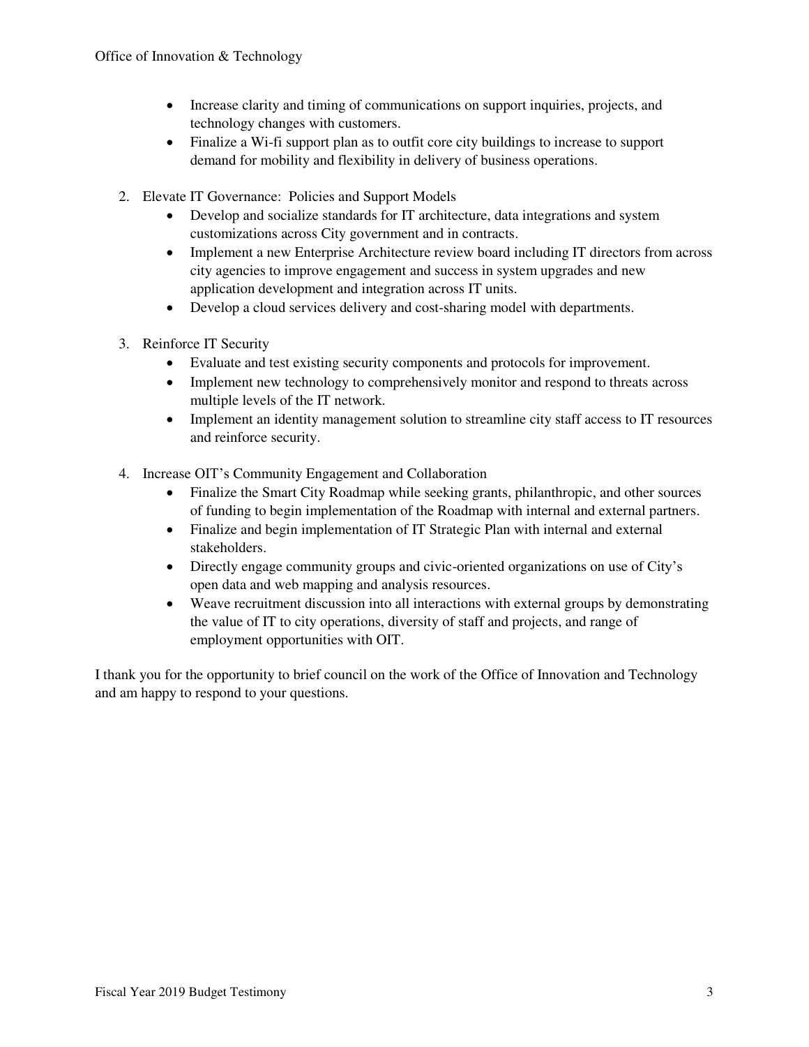- Increase clarity and timing of communications on support inquiries, projects, and technology changes with customers.
- Finalize a Wi-fi support plan as to outfit core city buildings to increase to support demand for mobility and flexibility in delivery of business operations.

2. Elevate IT Governance: Policies and Support Models
   - Develop and socialize standards for IT architecture, data integrations and system customizations across City government and in contracts.
   - Implement a new Enterprise Architecture review board including IT directors from across city agencies to improve engagement and success in system upgrades and new application development and integration across IT units.
   - Develop a cloud services delivery and cost-sharing model with departments.

3. Reinforce IT Security
   - Evaluate and test existing security components and protocols for improvement.
   - Implement new technology to comprehensively monitor and respond to threats across multiple levels of the IT network.
   - Implement an identity management solution to streamline city staff access to IT resources and reinforce security.

4. Increase OIT's Community Engagement and Collaboration
   - Finalize the Smart City Roadmap while seeking grants, philanthropic, and other sources of funding to begin implementation of the Roadmap with internal and external partners.
   - Finalize and begin implementation of IT Strategic Plan with internal and external stakeholders.
   - Directly engage community groups and civic-oriented organizations on use of City's open data and web mapping and analysis resources.
   - Weave recruitment discussion into all interactions with external groups by demonstrating the value of IT to city operations, diversity of staff and projects, and range of employment opportunities with OIT.

I thank you for the opportunity to brief council on the work of the Office of Innovation and Technology and am happy to respond to your questions.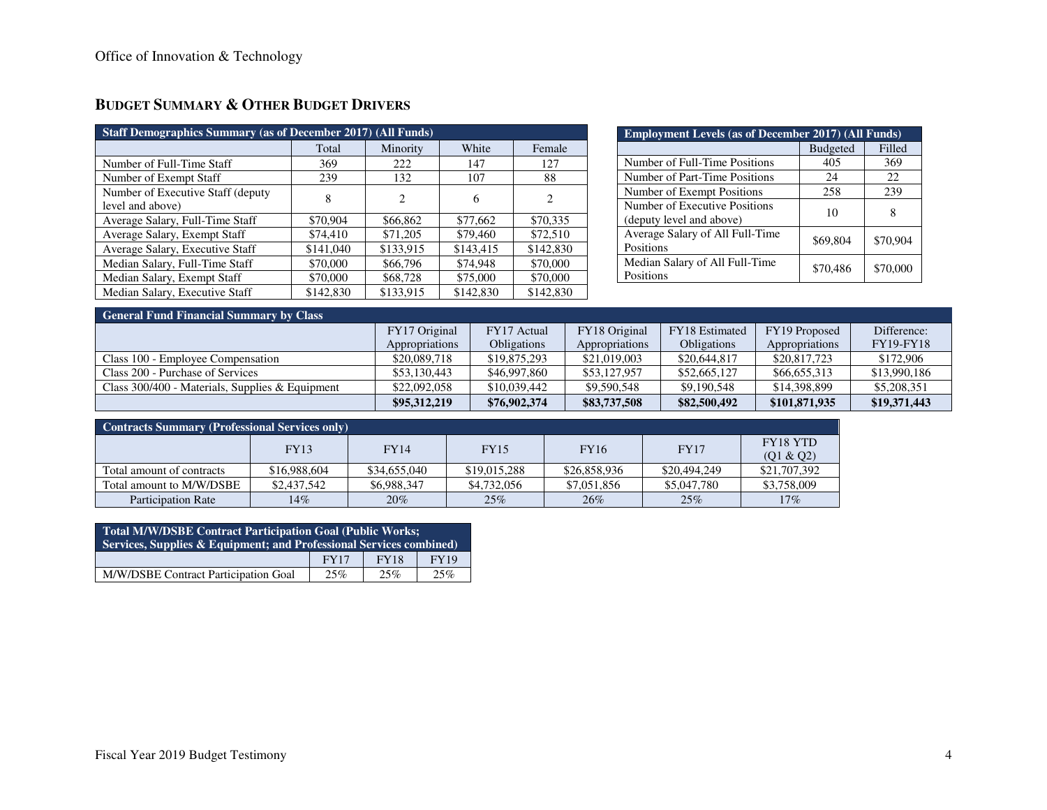## BUDGET SUMMARY & OTHER BUDGET DRIVERS

| Staff Demographics Summary (as of December 2017) (All Funds) | | | | |
|---|---|---|---|---|
| | Total | Minority | White | Female |
| Number of Full-Time Staff | 369 | 222 | 147 | 127 |
| Number of Exempt Staff | 239 | 132 | 107 | 88 |
| Number of Executive Staff (deputy level and above) | 8 | 2 | 6 | 2 |
| Average Salary, Full-Time Staff | $70,904 | $66,862 | $77,662 | $70,335 |
| Average Salary, Exempt Staff | $74,410 | $71,205 | $79,460 | $72,510 |
| Average Salary, Executive Staff | $141,040 | $133,915 | $143,415 | $142,830 |
| Median Salary, Full-Time Staff | $70,000 | $66,796 | $74,948 | $70,000 |
| Median Salary, Exempt Staff | $70,000 | $68,728 | $75,000 | $70,000 |
| Median Salary, Executive Staff | $142,830 | $133,915 | $142,830 | $142,830 |

| Employment Levels (as of December 2017) (All Funds) | | |
|---|---|---|
| | Budgeted | Filled |
| Number of Full-Time Positions | 405 | 369 |
| Number of Part-Time Positions | 24 | 22 |
| Number of Exempt Positions | 258 | 239 |
| Number of Executive Positions (deputy level and above) | 10 | 8 |
| Average Salary of All Full-Time Positions | $69,804 | $70,904 |
| Median Salary of All Full-Time Positions | $70,486 | $70,000 |

| General Fund Financial Summary by Class | | | | | | |
|---|---|---|---|---|---|---|
| | FY17 Original Appropriations | FY17 Actual Obligations | FY18 Original Appropriations | FY18 Estimated Obligations | FY19 Proposed Appropriations | Difference: FY19-FY18 |
| Class 100 - Employee Compensation | $20,089,718 | $19,875,293 | $21,019,003 | $20,644,817 | $20,817,723 | $172,906 |
| Class 200 - Purchase of Services | $53,130,443 | $46,997,860 | $53,127,957 | $52,665,127 | $66,655,313 | $13,990,186 |
| Class 300/400 - Materials, Supplies & Equipment | $22,092,058 | $10,039,442 | $9,590,548 | $9,190,548 | $14,398,899 | $5,208,351 |
| | **$95,312,219** | **$76,902,374** | **$83,737,508** | **$82,500,492** | **$101,871,935** | **$19,371,443** |

| Contracts Summary (Professional Services only) | | | | | | |
|---|---|---|---|---|---|---|
| | FY13 | FY14 | FY15 | FY16 | FY17 | FY18 YTD (Q1 & Q2) |
| Total amount of contracts | $16,988,604 | $34,655,040 | $19,015,288 | $26,858,936 | $20,494,249 | $21,707,392 |
| Total amount to M/W/DSBE | $2,437,542 | $6,988,347 | $4,732,056 | $7,051,856 | $5,047,780 | $3,758,009 |
| Participation Rate | 14% | 20% | 25% | 26% | 25% | 17% |

| Total M/W/DSBE Contract Participation Goal (Public Works; Services, Supplies & Equipment; and Professional Services combined) | | | |
|---|---|---|---|
| | FY17 | FY18 | FY19 |
| M/W/DSBE Contract Participation Goal | 25% | 25% | 25% |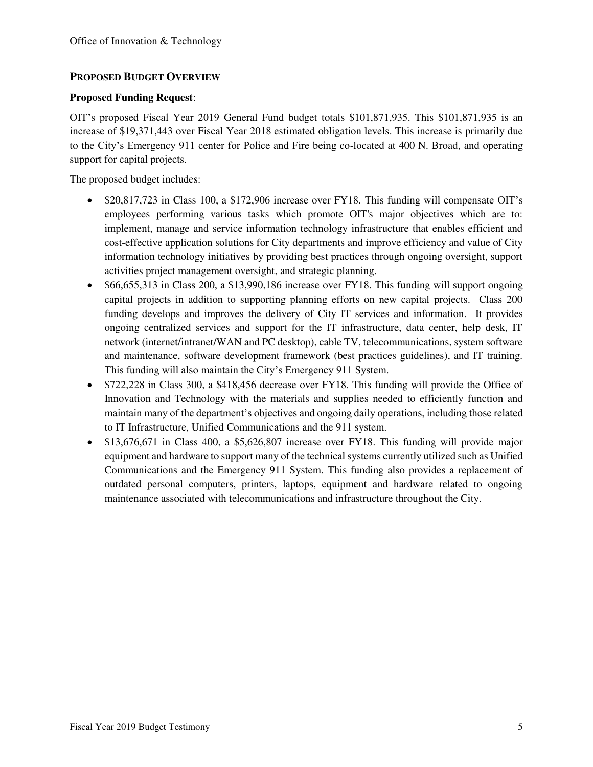## PROPOSED BUDGET OVERVIEW

**Proposed Funding Request**:

OIT's proposed Fiscal Year 2019 General Fund budget totals $101,871,935. This $101,871,935 is an increase of $19,371,443 over Fiscal Year 2018 estimated obligation levels. This increase is primarily due to the City's Emergency 911 center for Police and Fire being co-located at 400 N. Broad, and operating support for capital projects.

The proposed budget includes:

- $20,817,723 in Class 100, a $172,906 increase over FY18. This funding will compensate OIT's employees performing various tasks which promote OIT's major objectives which are to: implement, manage and service information technology infrastructure that enables efficient and cost-effective application solutions for City departments and improve efficiency and value of City information technology initiatives by providing best practices through ongoing oversight, support activities project management oversight, and strategic planning.
- $66,655,313 in Class 200, a $13,990,186 increase over FY18. This funding will support ongoing capital projects in addition to supporting planning efforts on new capital projects. Class 200 funding develops and improves the delivery of City IT services and information. It provides ongoing centralized services and support for the IT infrastructure, data center, help desk, IT network (internet/intranet/WAN and PC desktop), cable TV, telecommunications, system software and maintenance, software development framework (best practices guidelines), and IT training. This funding will also maintain the City's Emergency 911 System.
- $722,228 in Class 300, a $418,456 decrease over FY18. This funding will provide the Office of Innovation and Technology with the materials and supplies needed to efficiently function and maintain many of the department's objectives and ongoing daily operations, including those related to IT Infrastructure, Unified Communications and the 911 system.
- $13,676,671 in Class 400, a $5,626,807 increase over FY18. This funding will provide major equipment and hardware to support many of the technical systems currently utilized such as Unified Communications and the Emergency 911 System. This funding also provides a replacement of outdated personal computers, printers, laptops, equipment and hardware related to ongoing maintenance associated with telecommunications and infrastructure throughout the City.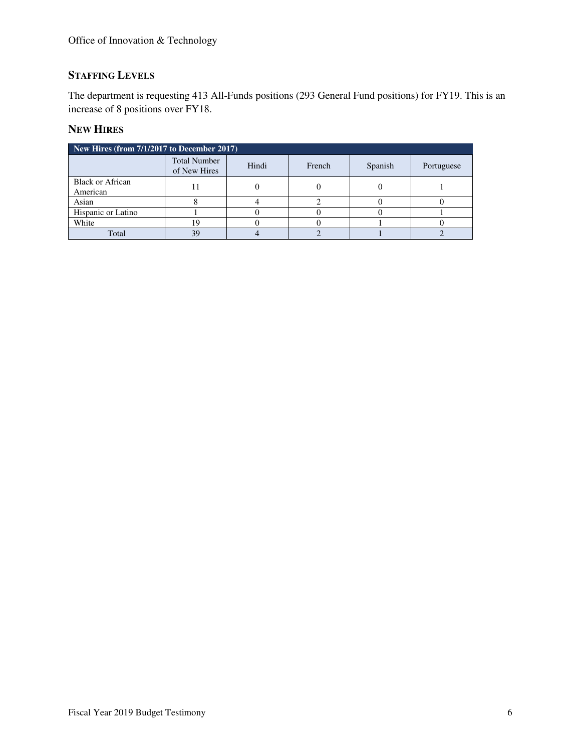## STAFFING LEVELS

The department is requesting 413 All-Funds positions (293 General Fund positions) for FY19. This is an increase of 8 positions over FY18.

## NEW HIRES

| New Hires (from 7/1/2017 to December 2017) | | | | | |
|---|---|---|---|---|---|
| | Total Number of New Hires | Hindi | French | Spanish | Portuguese |
| Black or African American | 11 | 0 | 0 | 0 | 1 |
| Asian | 8 | 4 | 2 | 0 | 0 |
| Hispanic or Latino | 1 | 0 | 0 | 0 | 1 |
| White | 19 | 0 | 0 | 1 | 0 |
| Total | 39 | 4 | 2 | 1 | 2 |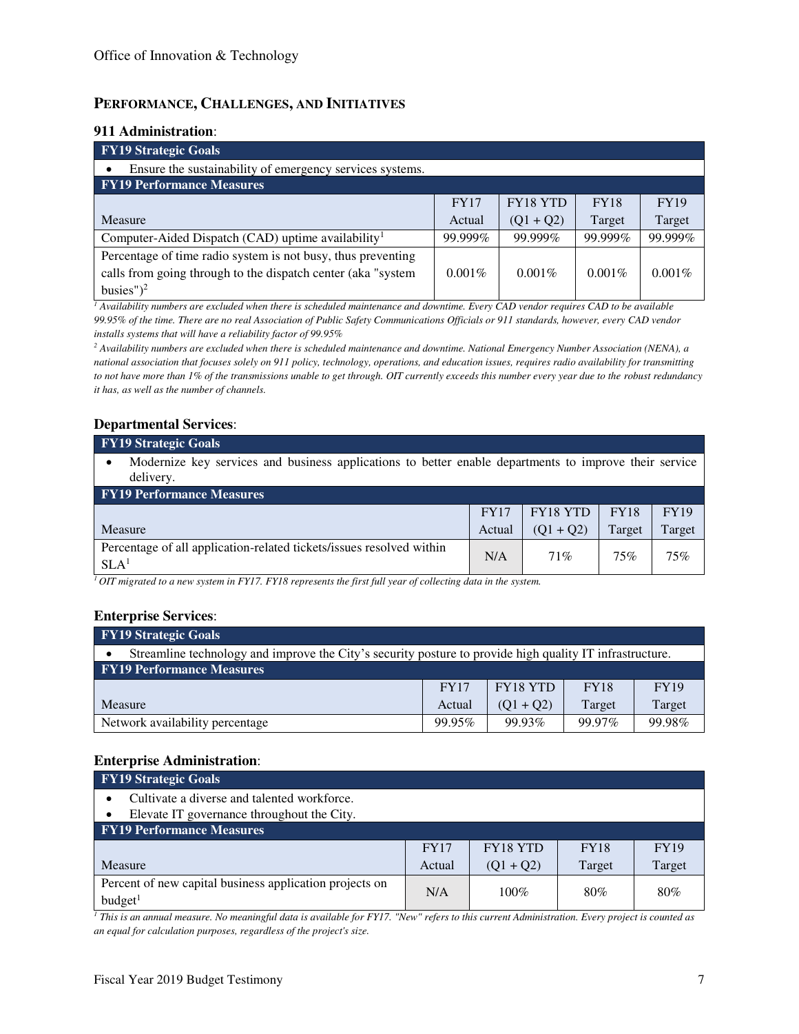## PERFORMANCE, CHALLENGES, AND INITIATIVES

### 911 Administration:

| FY19 Strategic Goals | | | | |
|---|---|---|---|---|
| • Ensure the sustainability of emergency services systems. | | | | |
| **FY19 Performance Measures** | | | | |
| Measure | FY17 Actual | FY18 YTD (Q1 + Q2) | FY18 Target | FY19 Target |
| Computer-Aided Dispatch (CAD) uptime availability[1] | 99.999% | 99.999% | 99.999% | 99.999% |
| Percentage of time radio system is not busy, thus preventing calls from going through to the dispatch center (aka "system busies")[2] | 0.001% | 0.001% | 0.001% | 0.001% |

*[1] Availability numbers are excluded when there is scheduled maintenance and downtime. Every CAD vendor requires CAD to be available 99.95% of the time. There are no real Association of Public Safety Communications Officials or 911 standards, however, every CAD vendor installs systems that will have a reliability factor of 99.95%*

*[2] Availability numbers are excluded when there is scheduled maintenance and downtime. National Emergency Number Association (NENA), a national association that focuses solely on 911 policy, technology, operations, and education issues, requires radio availability for transmitting to not have more than 1% of the transmissions unable to get through. OIT currently exceeds this number every year due to the robust redundancy it has, as well as the number of channels.*

### Departmental Services:

| FY19 Strategic Goals | | | | |
|---|---|---|---|---|
| • Modernize key services and business applications to better enable departments to improve their service delivery. | | | | |
| **FY19 Performance Measures** | | | | |
| Measure | FY17 Actual | FY18 YTD (Q1 + Q2) | FY18 Target | FY19 Target |
| Percentage of all application-related tickets/issues resolved within SLA[1] | N/A | 71% | 75% | 75% |

*[1] OIT migrated to a new system in FY17. FY18 represents the first full year of collecting data in the system.*

### Enterprise Services:

| FY19 Strategic Goals | | | | |
|---|---|---|---|---|
| • Streamline technology and improve the City's security posture to provide high quality IT infrastructure. | | | | |
| **FY19 Performance Measures** | | | | |
| Measure | FY17 Actual | FY18 YTD (Q1 + Q2) | FY18 Target | FY19 Target |
| Network availability percentage | 99.95% | 99.93% | 99.97% | 99.98% |

### Enterprise Administration:

| FY19 Strategic Goals | | | | |
|---|---|---|---|---|
| • Cultivate a diverse and talented workforce.<br>• Elevate IT governance throughout the City. | | | | |
| **FY19 Performance Measures** | | | | |
| Measure | FY17 Actual | FY18 YTD (Q1 + Q2) | FY18 Target | FY19 Target |
| Percent of new capital business application projects on budget[1] | N/A | 100% | 80% | 80% |

*[1] This is an annual measure. No meaningful data is available for FY17. "New" refers to this current Administration. Every project is counted as an equal for calculation purposes, regardless of the project's size.*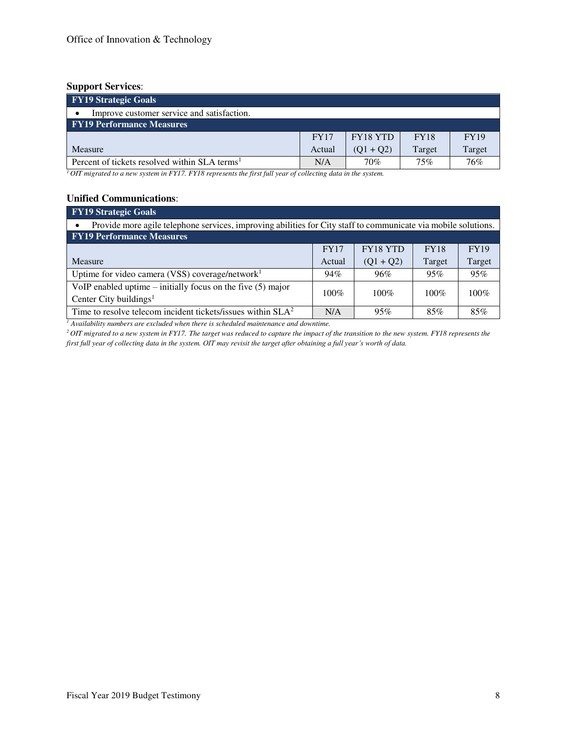**Support Services**:

| FY19 Strategic Goals | | | | |
|---|---|---|---|---|
| • Improve customer service and satisfaction. | | | | |
| **FY19 Performance Measures** | | | | |
| Measure | FY17 Actual | FY18 YTD (Q1 + Q2) | FY18 Target | FY19 Target |
| Percent of tickets resolved within SLA terms[1] | N/A | 70% | 75% | 76% |

*[1] OIT migrated to a new system in FY17. FY18 represents the first full year of collecting data in the system.*

**Unified Communications**:

| FY19 Strategic Goals | | | | |
|---|---|---|---|---|
| • Provide more agile telephone services, improving abilities for City staff to communicate via mobile solutions. | | | | |
| **FY19 Performance Measures** | | | | |
| Measure | FY17 Actual | FY18 YTD (Q1 + Q2) | FY18 Target | FY19 Target |
| Uptime for video camera (VSS) coverage/network[1] | 94% | 96% | 95% | 95% |
| VoIP enabled uptime – initially focus on the five (5) major Center City buildings[1] | 100% | 100% | 100% | 100% |
| Time to resolve telecom incident tickets/issues within SLA[2] | N/A | 95% | 85% | 85% |

*[1] Availability numbers are excluded when there is scheduled maintenance and downtime.*

*[2] OIT migrated to a new system in FY17. The target was reduced to capture the impact of the transition to the new system. FY18 represents the first full year of collecting data in the system. OIT may revisit the target after obtaining a full year's worth of data.*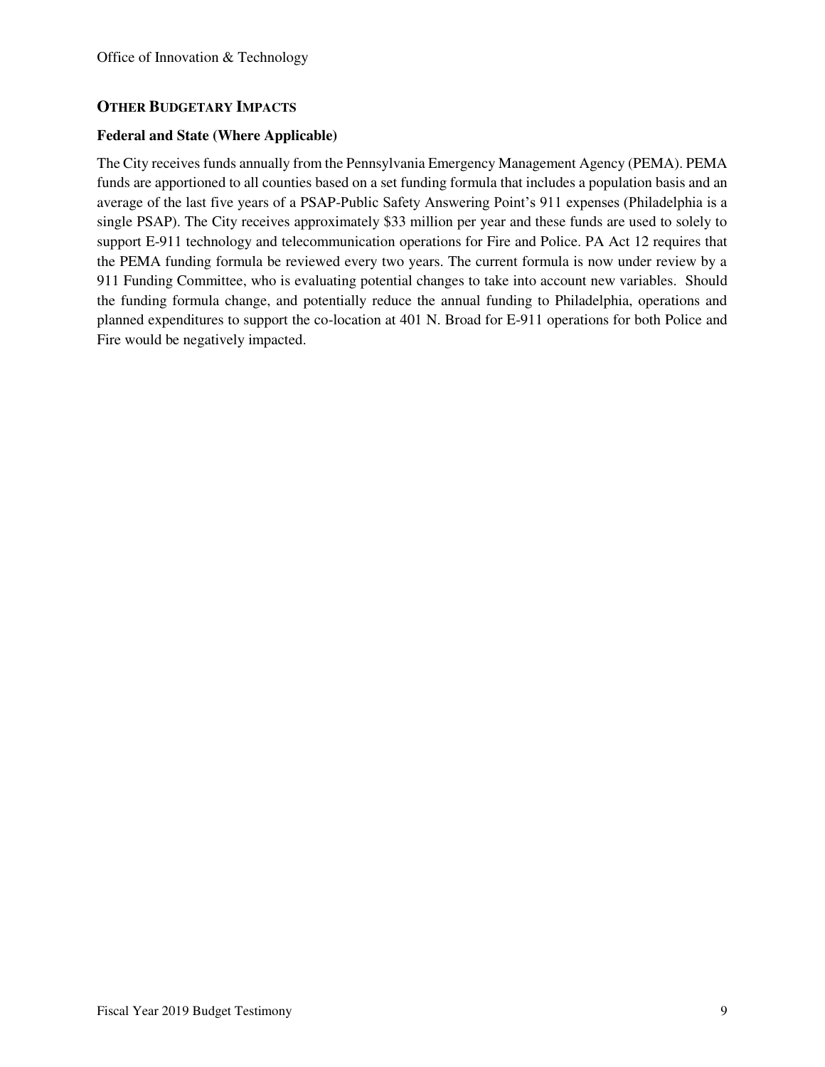## OTHER BUDGETARY IMPACTS

### Federal and State (Where Applicable)

The City receives funds annually from the Pennsylvania Emergency Management Agency (PEMA). PEMA funds are apportioned to all counties based on a set funding formula that includes a population basis and an average of the last five years of a PSAP-Public Safety Answering Point's 911 expenses (Philadelphia is a single PSAP). The City receives approximately $33 million per year and these funds are used to solely to support E-911 technology and telecommunication operations for Fire and Police. PA Act 12 requires that the PEMA funding formula be reviewed every two years. The current formula is now under review by a 911 Funding Committee, who is evaluating potential changes to take into account new variables. Should the funding formula change, and potentially reduce the annual funding to Philadelphia, operations and planned expenditures to support the co-location at 401 N. Broad for E-911 operations for both Police and Fire would be negatively impacted.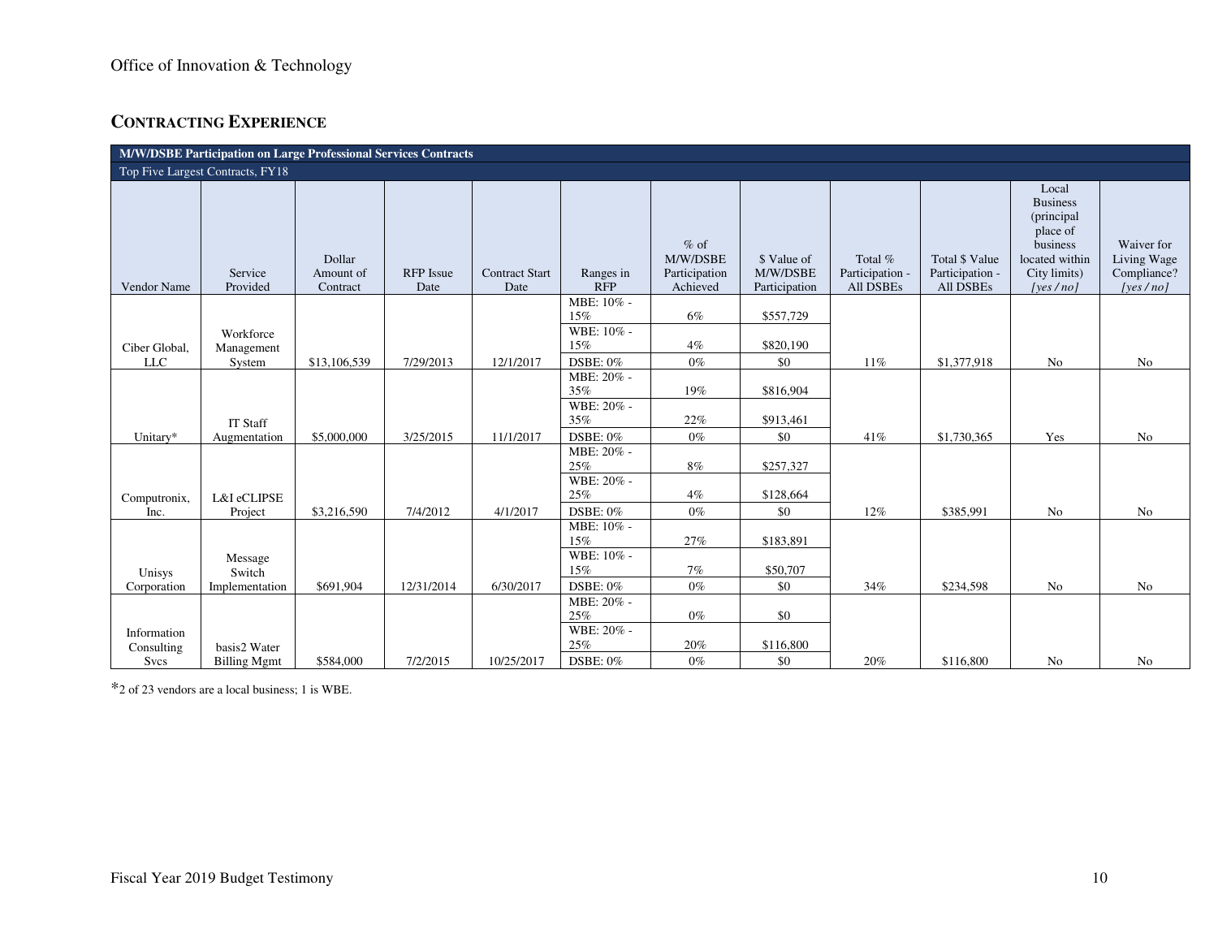## CONTRACTING EXPERIENCE

| **M/W/DSBE Participation on Large Professional Services Contracts** | | | | | | | | | | | |
|---|---|---|---|---|---|---|---|---|---|---|---|
| Top Five Largest Contracts, FY18 | | | | | | | | | | | |
| Vendor Name | Service Provided | Dollar Amount of Contract | RFP Issue Date | Contract Start Date | Ranges in RFP | % of M/W/DSBE Participation Achieved | $ Value of M/W/DSBE Participation | Total % Participation - All DSBEs | Total $ Value Participation - All DSBEs | Local Business (principal place of business located within City limits) *[yes / no]* | Waiver for Living Wage Compliance? *[yes / no]* |
| Ciber Global, LLC | Workforce Management System | $13,106,539 | 7/29/2013 | 12/1/2017 | MBE: 10% - 15% | 6% | $557,729 | 11% | $1,377,918 | No | No |
| | | | | | WBE: 10% - 15% | 4% | $820,190 | | | | |
| | | | | | DSBE: 0% | 0% | $0 | | | | |
| Unitary* | IT Staff Augmentation | $5,000,000 | 3/25/2015 | 11/1/2017 | MBE: 20% - 35% | 19% | $816,904 | 41% | $1,730,365 | Yes | No |
| | | | | | WBE: 20% - 35% | 22% | $913,461 | | | | |
| | | | | | DSBE: 0% | 0% | $0 | | | | |
| Computronix, Inc. | L&I eCLIPSE Project | $3,216,590 | 7/4/2012 | 4/1/2017 | MBE: 20% - 25% | 8% | $257,327 | 12% | $385,991 | No | No |
| | | | | | WBE: 20% - 25% | 4% | $128,664 | | | | |
| | | | | | DSBE: 0% | 0% | $0 | | | | |
| Unisys Corporation | Message Switch Implementation | $691,904 | 12/31/2014 | 6/30/2017 | MBE: 10% - 15% | 27% | $183,891 | 34% | $234,598 | No | No |
| | | | | | WBE: 10% - 15% | 7% | $50,707 | | | | |
| | | | | | DSBE: 0% | 0% | $0 | | | | |
| Information Consulting Svcs | basis2 Water Billing Mgmt | $584,000 | 7/2/2015 | 10/25/2017 | MBE: 20% - 25% | 0% | $0 | 20% | $116,800 | No | No |
| | | | | | WBE: 20% - 25% | 20% | $116,800 | | | | |
| | | | | | DSBE: 0% | 0% | $0 | | | | |

*2 of 23 vendors are a local business; 1 is WBE.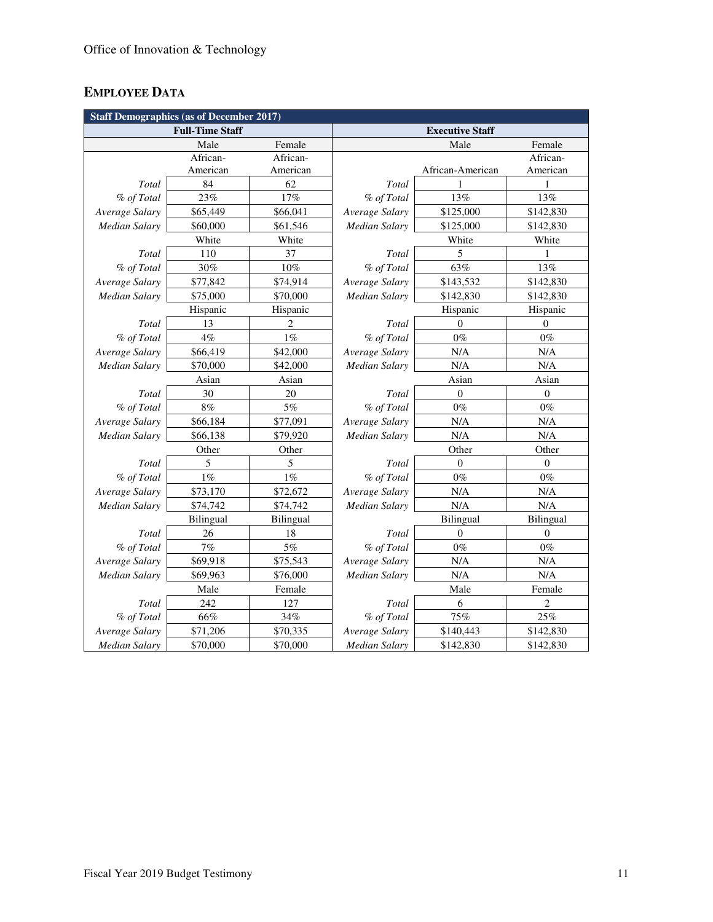Office of Innovation & Technology

## EMPLOYEE DATA

| Staff Demographics (as of December 2017) | | | | | |
|---|---|---|---|---|---|
| Full-Time Staff | | | Executive Staff | | |
| | Male | Female | | Male | Female |
| | African-American | African-American | | African-American | African-American |
| *Total* | 84 | 62 | *Total* | 1 | 1 |
| *% of Total* | 23% | 17% | *% of Total* | 13% | 13% |
| *Average Salary* | $65,449 | $66,041 | *Average Salary* | $125,000 | $142,830 |
| *Median Salary* | $60,000 | $61,546 | *Median Salary* | $125,000 | $142,830 |
| | White | White | | White | White |
| *Total* | 110 | 37 | *Total* | 5 | 1 |
| *% of Total* | 30% | 10% | *% of Total* | 63% | 13% |
| *Average Salary* | $77,842 | $74,914 | *Average Salary* | $143,532 | $142,830 |
| *Median Salary* | $75,000 | $70,000 | *Median Salary* | $142,830 | $142,830 |
| | Hispanic | Hispanic | | Hispanic | Hispanic |
| *Total* | 13 | 2 | *Total* | 0 | 0 |
| *% of Total* | 4% | 1% | *% of Total* | 0% | 0% |
| *Average Salary* | $66,419 | $42,000 | *Average Salary* | N/A | N/A |
| *Median Salary* | $70,000 | $42,000 | *Median Salary* | N/A | N/A |
| | Asian | Asian | | Asian | Asian |
| *Total* | 30 | 20 | *Total* | 0 | 0 |
| *% of Total* | 8% | 5% | *% of Total* | 0% | 0% |
| *Average Salary* | $66,184 | $77,091 | *Average Salary* | N/A | N/A |
| *Median Salary* | $66,138 | $79,920 | *Median Salary* | N/A | N/A |
| | Other | Other | | Other | Other |
| *Total* | 5 | 5 | *Total* | 0 | 0 |
| *% of Total* | 1% | 1% | *% of Total* | 0% | 0% |
| *Average Salary* | $73,170 | $72,672 | *Average Salary* | N/A | N/A |
| *Median Salary* | $74,742 | $74,742 | *Median Salary* | N/A | N/A |
| | Bilingual | Bilingual | | Bilingual | Bilingual |
| *Total* | 26 | 18 | *Total* | 0 | 0 |
| *% of Total* | 7% | 5% | *% of Total* | 0% | 0% |
| *Average Salary* | $69,918 | $75,543 | *Average Salary* | N/A | N/A |
| *Median Salary* | $69,963 | $76,000 | *Median Salary* | N/A | N/A |
| | Male | Female | | Male | Female |
| *Total* | 242 | 127 | *Total* | 6 | 2 |
| *% of Total* | 66% | 34% | *% of Total* | 75% | 25% |
| *Average Salary* | $71,206 | $70,335 | *Average Salary* | $140,443 | $142,830 |
| *Median Salary* | $70,000 | $70,000 | *Median Salary* | $142,830 | $142,830 |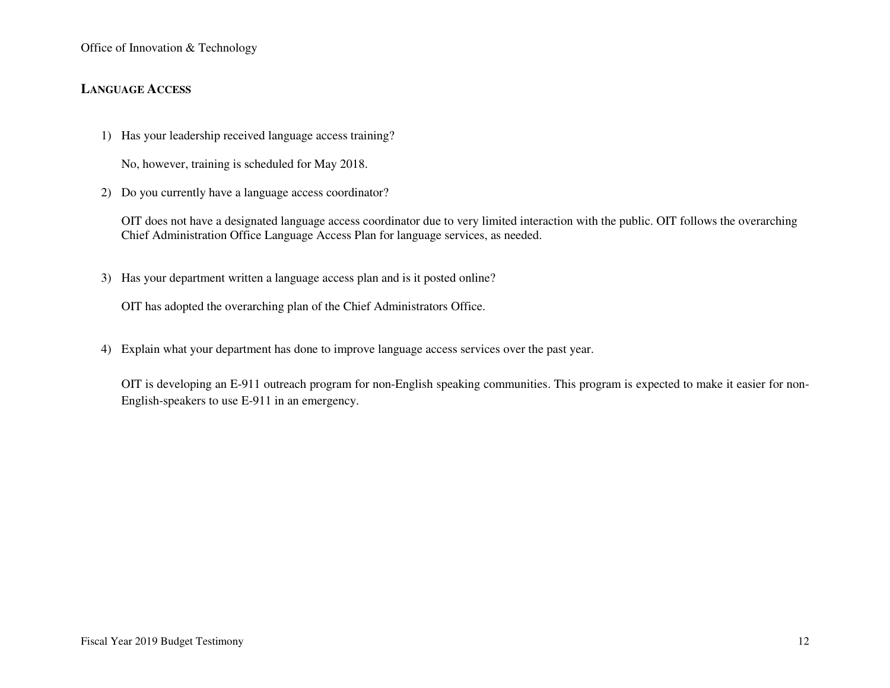## LANGUAGE ACCESS

1) Has your leadership received language access training?

   No, however, training is scheduled for May 2018.

2) Do you currently have a language access coordinator?

   OIT does not have a designated language access coordinator due to very limited interaction with the public. OIT follows the overarching Chief Administration Office Language Access Plan for language services, as needed.

3) Has your department written a language access plan and is it posted online?

   OIT has adopted the overarching plan of the Chief Administrators Office.

4) Explain what your department has done to improve language access services over the past year.

   OIT is developing an E-911 outreach program for non-English speaking communities. This program is expected to make it easier for non-English-speakers to use E-911 in an emergency.